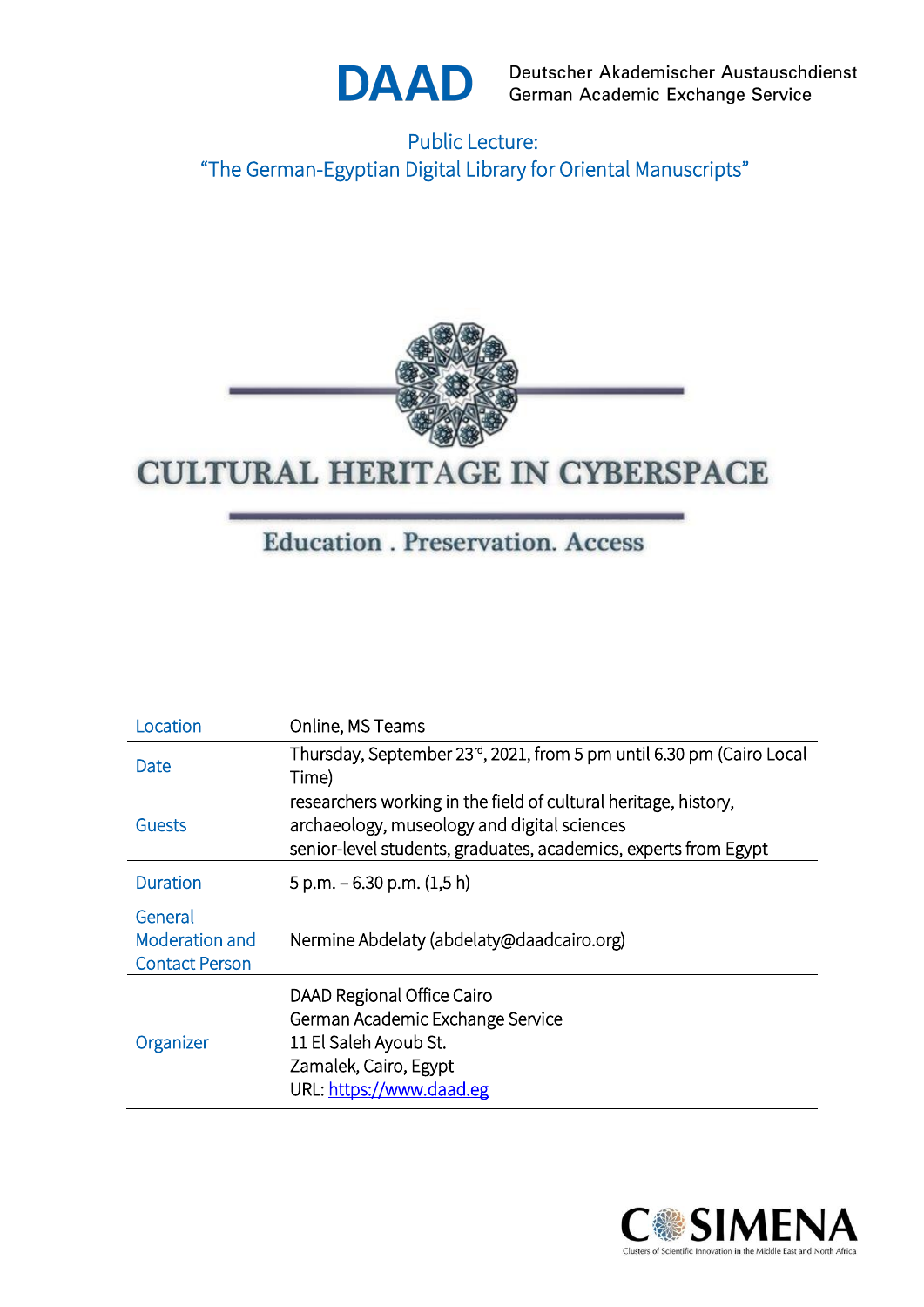DAAD Deutscher Akademischer Austauschdienst German Academic Exchange Service

# Public Lecture: "The German-Egyptian Digital Library for Oriental Manuscripts"

## CULTURAL HERITAGE IN CYBERSPACE

Education . Preservation. Access

| | |
|---|---|
| Location | Online, MS Teams |
| Date | Thursday, September 23rd, 2021, from 5 pm until 6.30 pm (Cairo Local Time) |
| Guests | researchers working in the field of cultural heritage, history, archaeology, museology and digital sciences<br>senior-level students, graduates, academics, experts from Egypt |
| Duration | 5 p.m. – 6.30 p.m. (1,5 h) |
| General Moderation and Contact Person | Nermine Abdelaty (abdelaty@daadcairo.org) |
| Organizer | DAAD Regional Office Cairo<br>German Academic Exchange Service<br>11 El Saleh Ayoub St.<br>Zamalek, Cairo, Egypt<br>URL: https://www.daad.eg |

COSIMENA Clusters of Scientific Innovation in the Middle East and North Africa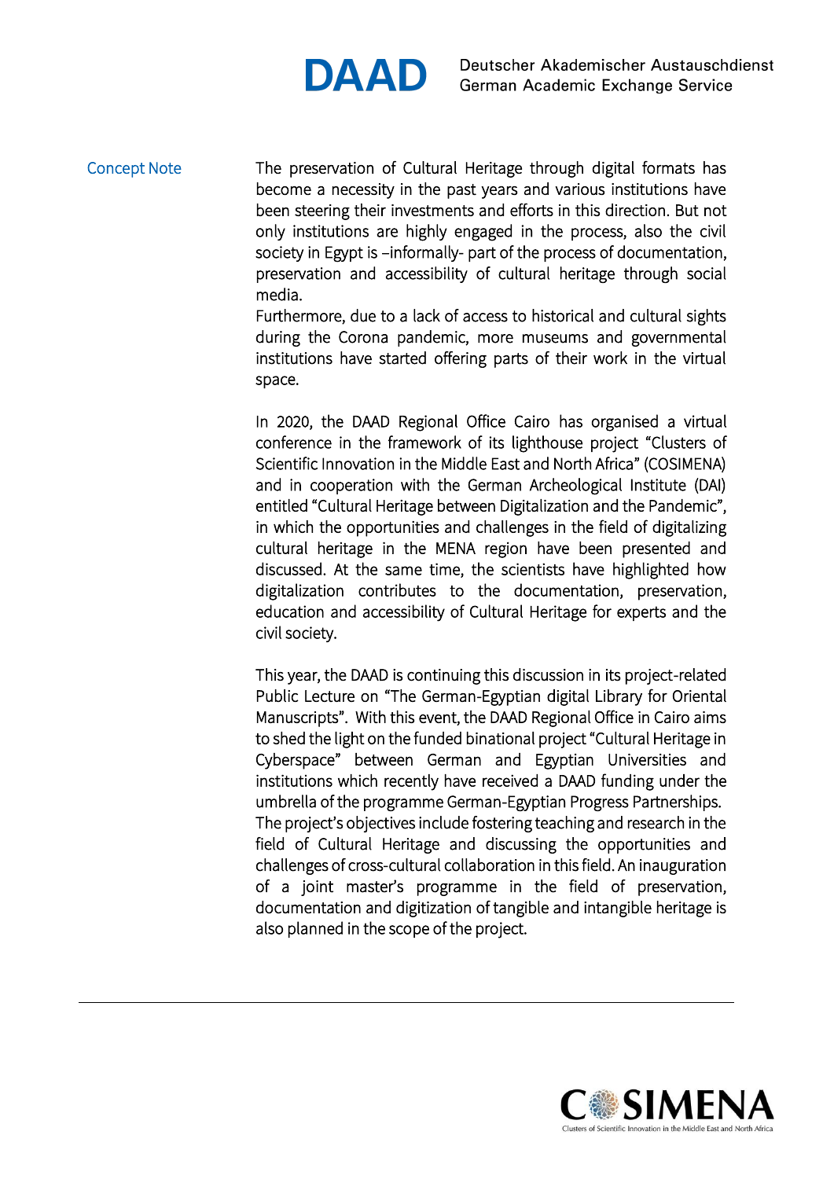## Concept Note

The preservation of Cultural Heritage through digital formats has become a necessity in the past years and various institutions have been steering their investments and efforts in this direction. But not only institutions are highly engaged in the process, also the civil society in Egypt is –informally- part of the process of documentation, preservation and accessibility of cultural heritage through social media.

Furthermore, due to a lack of access to historical and cultural sights during the Corona pandemic, more museums and governmental institutions have started offering parts of their work in the virtual space.

In 2020, the DAAD Regional Office Cairo has organised a virtual conference in the framework of its lighthouse project "Clusters of Scientific Innovation in the Middle East and North Africa" (COSIMENA) and in cooperation with the German Archeological Institute (DAI) entitled "Cultural Heritage between Digitalization and the Pandemic", in which the opportunities and challenges in the field of digitalizing cultural heritage in the MENA region have been presented and discussed. At the same time, the scientists have highlighted how digitalization contributes to the documentation, preservation, education and accessibility of Cultural Heritage for experts and the civil society.

This year, the DAAD is continuing this discussion in its project-related Public Lecture on "The German-Egyptian digital Library for Oriental Manuscripts". With this event, the DAAD Regional Office in Cairo aims to shed the light on the funded binational project "Cultural Heritage in Cyberspace" between German and Egyptian Universities and institutions which recently have received a DAAD funding under the umbrella of the programme German-Egyptian Progress Partnerships.

The project's objectives include fostering teaching and research in the field of Cultural Heritage and discussing the opportunities and challenges of cross-cultural collaboration in this field. An inauguration of a joint master's programme in the field of preservation, documentation and digitization of tangible and intangible heritage is also planned in the scope of the project.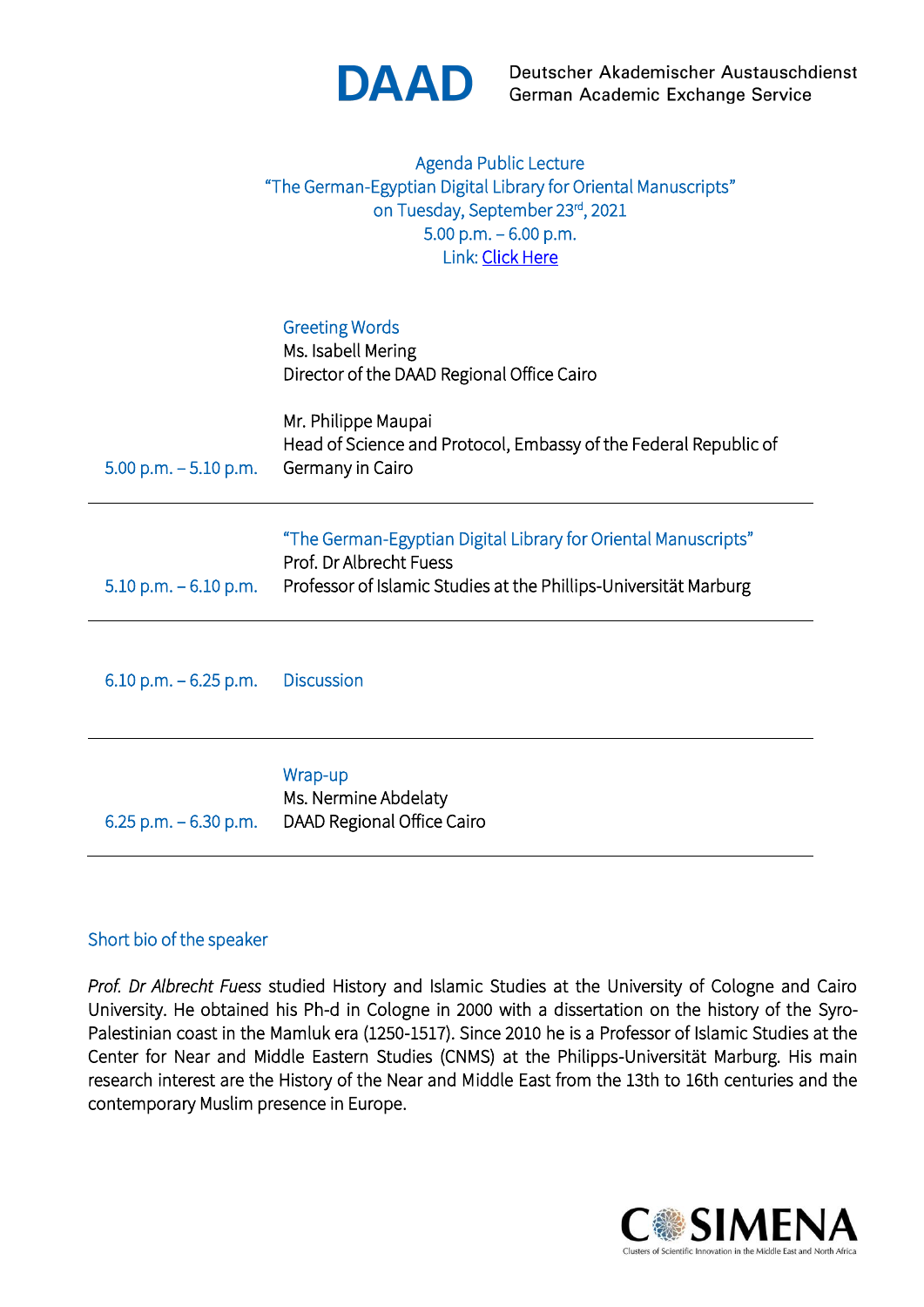DAAD Deutscher Akademischer Austauschdienst German Academic Exchange Service

Agenda Public Lecture
"The German-Egyptian Digital Library for Oriental Manuscripts"
on Tuesday, September 23rd, 2021
5.00 p.m. – 6.00 p.m.
Link: Click Here

| Time | Programme |
| --- | --- |
| 5.00 p.m. – 5.10 p.m. | Greeting Words<br>Ms. Isabell Mering<br>Director of the DAAD Regional Office Cairo<br><br>Mr. Philippe Maupai<br>Head of Science and Protocol, Embassy of the Federal Republic of Germany in Cairo |
| 5.10 p.m. – 6.10 p.m. | "The German-Egyptian Digital Library for Oriental Manuscripts"<br>Prof. Dr Albrecht Fuess<br>Professor of Islamic Studies at the Phillips-Universität Marburg |
| 6.10 p.m. – 6.25 p.m. | Discussion |
| 6.25 p.m. – 6.30 p.m. | Wrap-up<br>Ms. Nermine Abdelaty<br>DAAD Regional Office Cairo |

## Short bio of the speaker

*Prof. Dr Albrecht Fuess* studied History and Islamic Studies at the University of Cologne and Cairo University. He obtained his Ph-d in Cologne in 2000 with a dissertation on the history of the Syro-Palestinian coast in the Mamluk era (1250-1517). Since 2010 he is a Professor of Islamic Studies at the Center for Near and Middle Eastern Studies (CNMS) at the Philipps-Universität Marburg. His main research interest are the History of the Near and Middle East from the 13th to 16th centuries and the contemporary Muslim presence in Europe.

COSIMENA
Clusters of Scientific Innovation in the Middle East and North Africa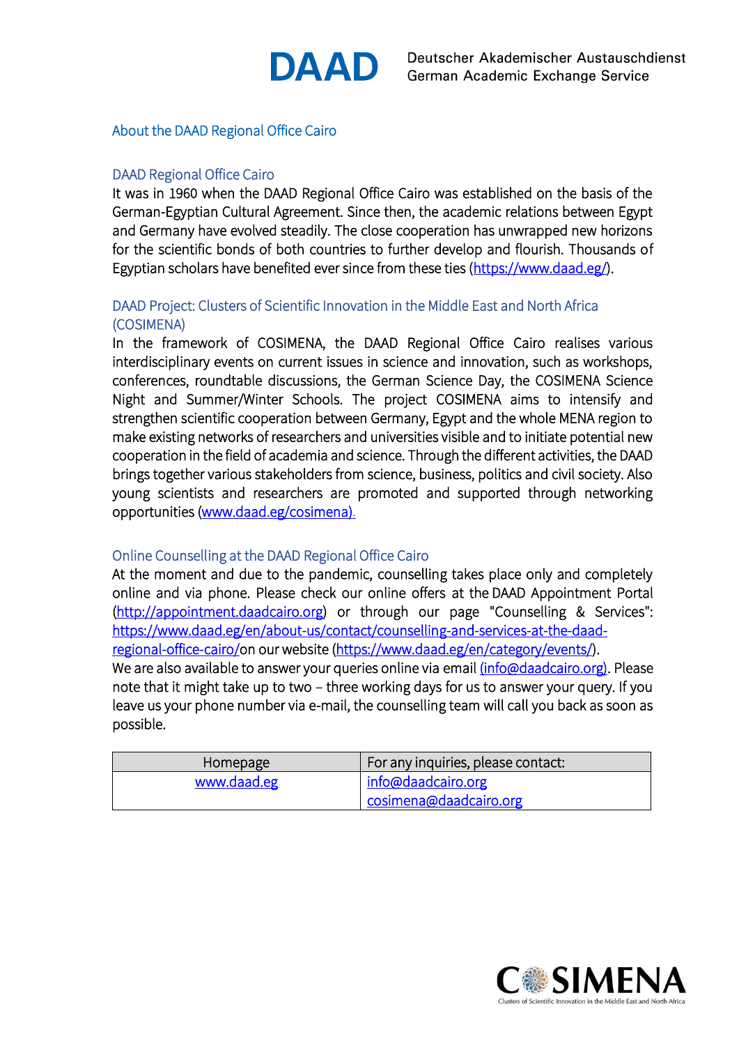## About the DAAD Regional Office Cairo

### DAAD Regional Office Cairo

It was in 1960 when the DAAD Regional Office Cairo was established on the basis of the German-Egyptian Cultural Agreement. Since then, the academic relations between Egypt and Germany have evolved steadily. The close cooperation has unwrapped new horizons for the scientific bonds of both countries to further develop and flourish. Thousands of Egyptian scholars have benefited ever since from these ties (https://www.daad.eg/).

### DAAD Project: Clusters of Scientific Innovation in the Middle East and North Africa (COSIMENA)

In the framework of COSIMENA, the DAAD Regional Office Cairo realises various interdisciplinary events on current issues in science and innovation, such as workshops, conferences, roundtable discussions, the German Science Day, the COSIMENA Science Night and Summer/Winter Schools. The project COSIMENA aims to intensify and strengthen scientific cooperation between Germany, Egypt and the whole MENA region to make existing networks of researchers and universities visible and to initiate potential new cooperation in the field of academia and science. Through the different activities, the DAAD brings together various stakeholders from science, business, politics and civil society. Also young scientists and researchers are promoted and supported through networking opportunities (www.daad.eg/cosimena).

### Online Counselling at the DAAD Regional Office Cairo

At the moment and due to the pandemic, counselling takes place only and completely online and via phone. Please check our online offers at the DAAD Appointment Portal (http://appointment.daadcairo.org) or through our page "Counselling & Services": https://www.daad.eg/en/about-us/contact/counselling-and-services-at-the-daad-regional-office-cairo/on our website (https://www.daad.eg/en/category/events/).
We are also available to answer your queries online via email (info@daadcairo.org). Please note that it might take up to two – three working days for us to answer your query. If you leave us your phone number via e-mail, the counselling team will call you back as soon as possible.

| Homepage | For any inquiries, please contact: |
|---|---|
| www.daad.eg | info@daadcairo.org<br>cosimena@daadcairo.org |